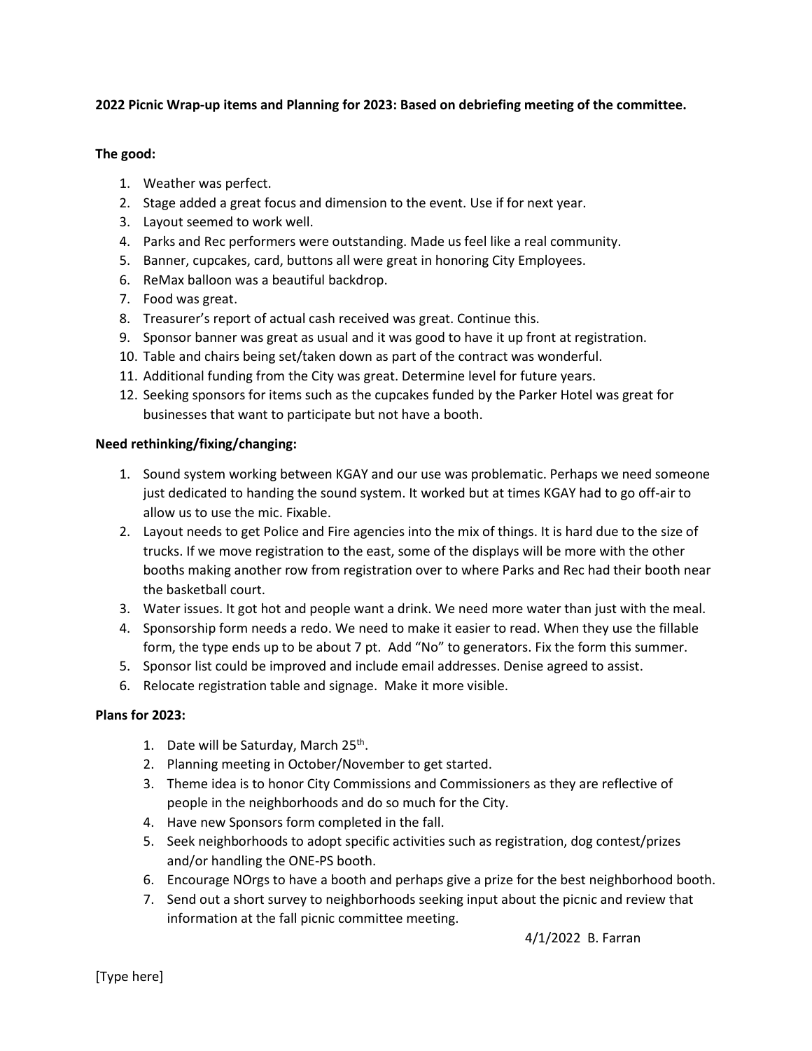**2022 Picnic Wrap-up items and Planning for 2023: Based on debriefing meeting of the committee.**

**The good:**

1. Weather was perfect.
2. Stage added a great focus and dimension to the event. Use if for next year.
3. Layout seemed to work well.
4. Parks and Rec performers were outstanding. Made us feel like a real community.
5. Banner, cupcakes, card, buttons all were great in honoring City Employees.
6. ReMax balloon was a beautiful backdrop.
7. Food was great.
8. Treasurer's report of actual cash received was great. Continue this.
9. Sponsor banner was great as usual and it was good to have it up front at registration.
10. Table and chairs being set/taken down as part of the contract was wonderful.
11. Additional funding from the City was great. Determine level for future years.
12. Seeking sponsors for items such as the cupcakes funded by the Parker Hotel was great for businesses that want to participate but not have a booth.

**Need rethinking/fixing/changing:**

1. Sound system working between KGAY and our use was problematic. Perhaps we need someone just dedicated to handing the sound system. It worked but at times KGAY had to go off-air to allow us to use the mic. Fixable.
2. Layout needs to get Police and Fire agencies into the mix of things. It is hard due to the size of trucks. If we move registration to the east, some of the displays will be more with the other booths making another row from registration over to where Parks and Rec had their booth near the basketball court.
3. Water issues. It got hot and people want a drink. We need more water than just with the meal.
4. Sponsorship form needs a redo. We need to make it easier to read. When they use the fillable form, the type ends up to be about 7 pt. Add "No" to generators. Fix the form this summer.
5. Sponsor list could be improved and include email addresses. Denise agreed to assist.
6. Relocate registration table and signage. Make it more visible.

**Plans for 2023:**

1. Date will be Saturday, March 25th.
2. Planning meeting in October/November to get started.
3. Theme idea is to honor City Commissions and Commissioners as they are reflective of people in the neighborhoods and do so much for the City.
4. Have new Sponsors form completed in the fall.
5. Seek neighborhoods to adopt specific activities such as registration, dog contest/prizes and/or handling the ONE-PS booth.
6. Encourage NOrgs to have a booth and perhaps give a prize for the best neighborhood booth.
7. Send out a short survey to neighborhoods seeking input about the picnic and review that information at the fall picnic committee meeting.

4/1/2022 B. Farran

[Type here]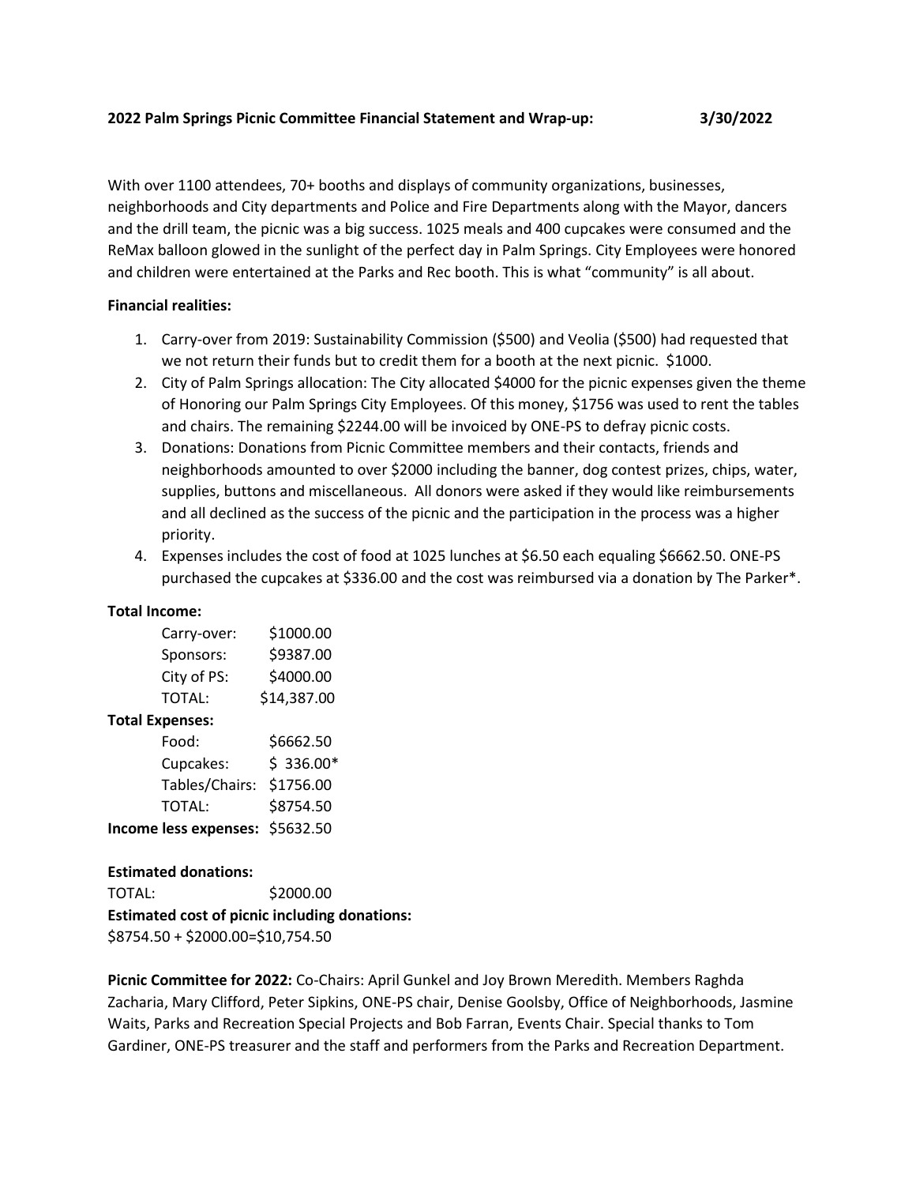**2022 Palm Springs Picnic Committee Financial Statement and Wrap-up: 3/30/2022**

With over 1100 attendees, 70+ booths and displays of community organizations, businesses, neighborhoods and City departments and Police and Fire Departments along with the Mayor, dancers and the drill team, the picnic was a big success. 1025 meals and 400 cupcakes were consumed and the ReMax balloon glowed in the sunlight of the perfect day in Palm Springs. City Employees were honored and children were entertained at the Parks and Rec booth. This is what "community" is all about.

**Financial realities:**

1. Carry-over from 2019: Sustainability Commission ($500) and Veolia ($500) had requested that we not return their funds but to credit them for a booth at the next picnic. $1000.
2. City of Palm Springs allocation: The City allocated $4000 for the picnic expenses given the theme of Honoring our Palm Springs City Employees. Of this money, $1756 was used to rent the tables and chairs. The remaining $2244.00 will be invoiced by ONE-PS to defray picnic costs.
3. Donations: Donations from Picnic Committee members and their contacts, friends and neighborhoods amounted to over $2000 including the banner, dog contest prizes, chips, water, supplies, buttons and miscellaneous. All donors were asked if they would like reimbursements and all declined as the success of the picnic and the participation in the process was a higher priority.
4. Expenses includes the cost of food at 1025 lunches at $6.50 each equaling $6662.50. ONE-PS purchased the cupcakes at $336.00 and the cost was reimbursed via a donation by The Parker*.

**Total Income:**

| | |
|---|---|
| Carry-over: | $1000.00 |
| Sponsors: | $9387.00 |
| City of PS: | $4000.00 |
| TOTAL: | $14,387.00 |

**Total Expenses:**

| | |
|---|---|
| Food: | $6662.50 |
| Cupcakes: | $ 336.00* |
| Tables/Chairs: | $1756.00 |
| TOTAL: | $8754.50 |

**Income less expenses:** $5632.50

**Estimated donations:**

TOTAL: $2000.00

**Estimated cost of picnic including donations:**

$8754.50 + $2000.00=$10,754.50

**Picnic Committee for 2022:** Co-Chairs: April Gunkel and Joy Brown Meredith. Members Raghda Zacharia, Mary Clifford, Peter Sipkins, ONE-PS chair, Denise Goolsby, Office of Neighborhoods, Jasmine Waits, Parks and Recreation Special Projects and Bob Farran, Events Chair. Special thanks to Tom Gardiner, ONE-PS treasurer and the staff and performers from the Parks and Recreation Department.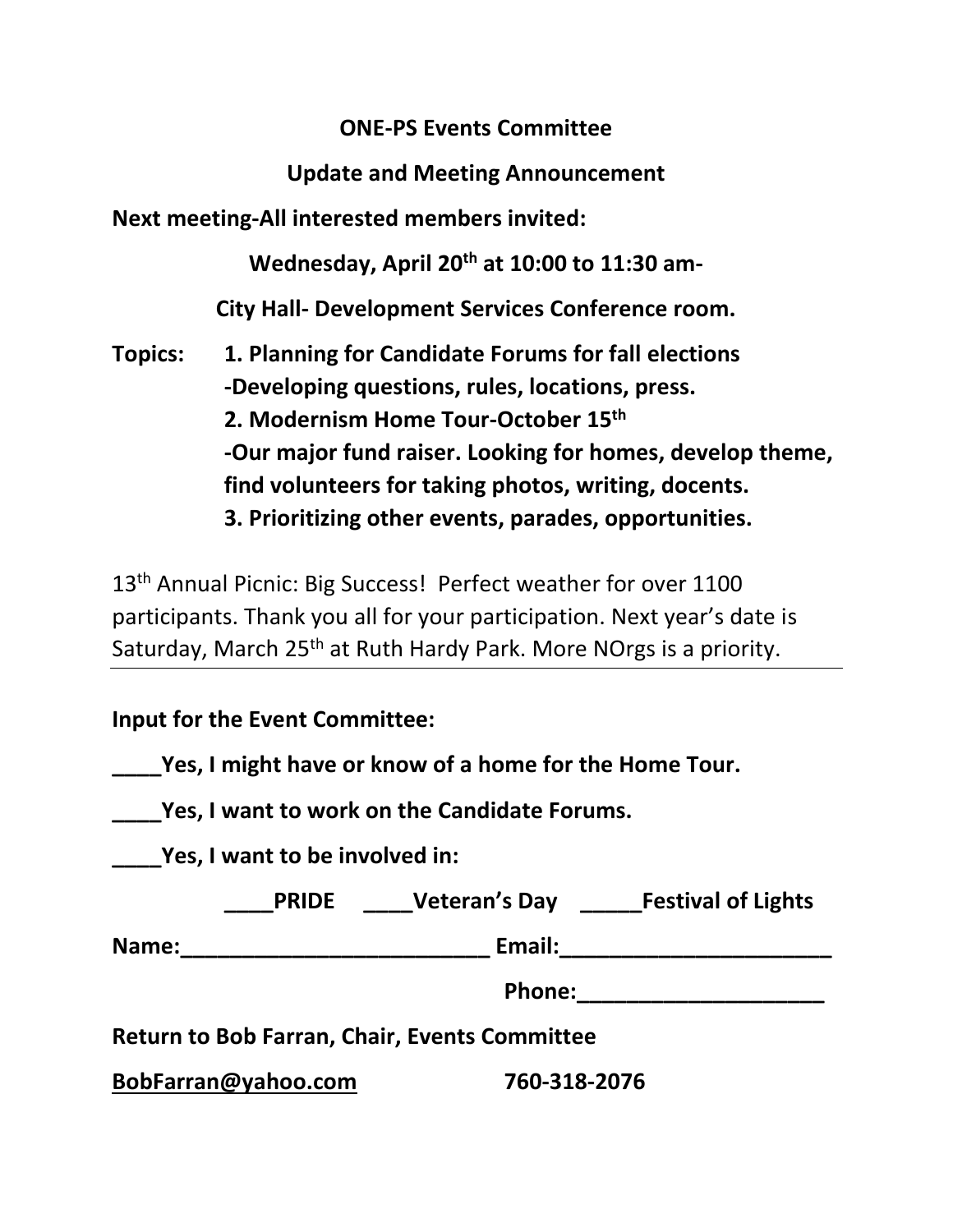**ONE-PS Events Committee**

**Update and Meeting Announcement**

**Next meeting-All interested members invited:**

**Wednesday, April 20th at 10:00 to 11:30 am-**

**City Hall- Development Services Conference room.**

**Topics:**

**1. Planning for Candidate Forums for fall elections**
**-Developing questions, rules, locations, press.**

**2. Modernism Home Tour-October 15th**
**-Our major fund raiser. Looking for homes, develop theme, find volunteers for taking photos, writing, docents.**

**3. Prioritizing other events, parades, opportunities.**

13th Annual Picnic: Big Success! Perfect weather for over 1100 participants. Thank you all for your participation. Next year's date is Saturday, March 25th at Ruth Hardy Park. More NOrgs is a priority.

---

**Input for the Event Committee:**

**____Yes, I might have or know of a home for the Home Tour.**

**____Yes, I want to work on the Candidate Forums.**

**____Yes, I want to be involved in:**

**____PRIDE ____Veteran's Day _____Festival of Lights**

**Name:__________________________ Email:_______________________**

**Phone:_____________________**

**Return to Bob Farran, Chair, Events Committee**

**BobFarran@yahoo.com 760-318-2076**